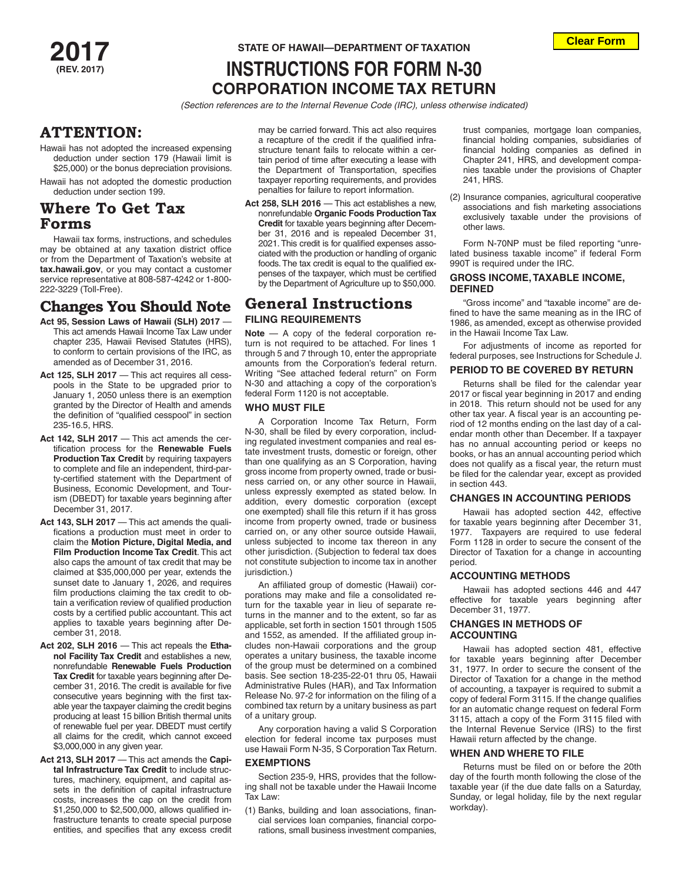**2017**
**(REV. 2017)**

STATE OF HAWAII—DEPARTMENT OF TAXATION

# INSTRUCTIONS FOR FORM N-30
## CORPORATION INCOME TAX RETURN

*(Section references are to the Internal Revenue Code (IRC), unless otherwise indicated)*

## ATTENTION:

Hawaii has not adopted the increased expensing deduction under section 179 (Hawaii limit is $25,000) or the bonus depreciation provisions.

Hawaii has not adopted the domestic production deduction under section 199.

## Where To Get Tax Forms

Hawaii tax forms, instructions, and schedules may be obtained at any taxation district office or from the Department of Taxation's website at **tax.hawaii.gov**, or you may contact a customer service representative at 808-587-4242 or 1-800-222-3229 (Toll-Free).

## Changes You Should Note

**Act 95, Session Laws of Hawaii (SLH) 2017** — This act amends Hawaii Income Tax Law under chapter 235, Hawaii Revised Statutes (HRS), to conform to certain provisions of the IRC, as amended as of December 31, 2016.

**Act 125, SLH 2017** — This act requires all cesspools in the State to be upgraded prior to January 1, 2050 unless there is an exemption granted by the Director of Health and amends the definition of "qualified cesspool" in section 235-16.5, HRS.

**Act 142, SLH 2017** — This act amends the certification process for the **Renewable Fuels Production Tax Credit** by requiring taxpayers to complete and file an independent, third-party-certified statement with the Department of Business, Economic Development, and Tourism (DBEDT) for taxable years beginning after December 31, 2017.

**Act 143, SLH 2017** — This act amends the qualifications a production must meet in order to claim the **Motion Picture, Digital Media, and Film Production Income Tax Credit**. This act also caps the amount of tax credit that may be claimed at $35,000,000 per year, extends the sunset date to January 1, 2026, and requires film productions claiming the tax credit to obtain a verification review of qualified production costs by a certified public accountant. This act applies to taxable years beginning after December 31, 2018.

**Act 202, SLH 2016** — This act repeals the **Ethanol Facility Tax Credit** and establishes a new, nonrefundable **Renewable Fuels Production Tax Credit** for taxable years beginning after December 31, 2016. The credit is available for five consecutive years beginning with the first taxable year the taxpayer claiming the credit begins producing at least 15 billion British thermal units of renewable fuel per year. DBEDT must certify all claims for the credit, which cannot exceed $3,000,000 in any given year.

**Act 213, SLH 2017** — This act amends the **Capital Infrastructure Tax Credit** to include structures, machinery, equipment, and capital assets in the definition of capital infrastructure costs, increases the cap on the credit from $1,250,000 to $2,500,000, allows qualified infrastructure tenants to create special purpose entities, and specifies that any excess credit may be carried forward. This act also requires a recapture of the credit if the qualified infrastructure tenant fails to relocate within a certain period of time after executing a lease with the Department of Transportation, specifies taxpayer reporting requirements, and provides penalties for failure to report information.

**Act 258, SLH 2016** — This act establishes a new, nonrefundable **Organic Foods Production Tax Credit** for taxable years beginning after December 31, 2016 and is repealed December 31, 2021. This credit is for qualified expenses associated with the production or handling of organic foods. The tax credit is equal to the qualified expenses of the taxpayer, which must be certified by the Department of Agriculture up to $50,000.

## General Instructions

### FILING REQUIREMENTS

**Note** — A copy of the federal corporation return is not required to be attached. For lines 1 through 5 and 7 through 10, enter the appropriate amounts from the Corporation's federal return. Writing "See attached federal return" on Form N-30 and attaching a copy of the corporation's federal Form 1120 is not acceptable.

### WHO MUST FILE

A Corporation Income Tax Return, Form N-30, shall be filed by every corporation, including regulated investment companies and real estate investment trusts, domestic or foreign, other than one qualifying as an S Corporation, having gross income from property owned, trade or business carried on, or any other source in Hawaii, unless expressly exempted as stated below. In addition, every domestic corporation (except one exempted) shall file this return if it has gross income from property owned, trade or business carried on, or any other source outside Hawaii, unless subjected to income tax thereon in any other jurisdiction. (Subjection to federal tax does not constitute subjection to income tax in another jurisdiction.)

An affiliated group of domestic (Hawaii) corporations may make and file a consolidated return for the taxable year in lieu of separate returns in the manner and to the extent, so far as applicable, set forth in section 1501 through 1505 and 1552, as amended. If the affiliated group includes non-Hawaii corporations and the group operates a unitary business, the taxable income of the group must be determined on a combined basis. See section 18-235-22-01 thru 05, Hawaii Administrative Rules (HAR), and Tax Information Release No. 97-2 for information on the filing of a combined tax return by a unitary business as part of a unitary group.

Any corporation having a valid S Corporation election for federal income tax purposes must use Hawaii Form N-35, S Corporation Tax Return.

### EXEMPTIONS

Section 235-9, HRS, provides that the following shall not be taxable under the Hawaii Income Tax Law:

(1) Banks, building and loan associations, financial services loan companies, financial corporations, small business investment companies, trust companies, mortgage loan companies, financial holding companies, subsidiaries of financial holding companies as defined in Chapter 241, HRS, and development companies taxable under the provisions of Chapter 241, HRS.

(2) Insurance companies, agricultural cooperative associations and fish marketing associations exclusively taxable under the provisions of other laws.

Form N-70NP must be filed reporting "unrelated business taxable income" if federal Form 990T is required under the IRC.

### GROSS INCOME, TAXABLE INCOME, DEFINED

"Gross income" and "taxable income" are defined to have the same meaning as in the IRC of 1986, as amended, except as otherwise provided in the Hawaii Income Tax Law.

For adjustments of income as reported for federal purposes, see Instructions for Schedule J.

### PERIOD TO BE COVERED BY RETURN

Returns shall be filed for the calendar year 2017 or fiscal year beginning in 2017 and ending in 2018. This return should not be used for any other tax year. A fiscal year is an accounting period of 12 months ending on the last day of a calendar month other than December. If a taxpayer has no annual accounting period or keeps no books, or has an annual accounting period which does not qualify as a fiscal year, the return must be filed for the calendar year, except as provided in section 443.

### CHANGES IN ACCOUNTING PERIODS

Hawaii has adopted section 442, effective for taxable years beginning after December 31, 1977. Taxpayers are required to use federal Form 1128 in order to secure the consent of the Director of Taxation for a change in accounting period.

### ACCOUNTING METHODS

Hawaii has adopted sections 446 and 447 effective for taxable years beginning after December 31, 1977.

### CHANGES IN METHODS OF ACCOUNTING

Hawaii has adopted section 481, effective for taxable years beginning after December 31, 1977. In order to secure the consent of the Director of Taxation for a change in the method of accounting, a taxpayer is required to submit a copy of federal Form 3115. If the change qualifies for an automatic change request on federal Form 3115, attach a copy of the Form 3115 filed with the Internal Revenue Service (IRS) to the first Hawaii return affected by the change.

### WHEN AND WHERE TO FILE

Returns must be filed on or before the 20th day of the fourth month following the close of the taxable year (if the due date falls on a Saturday, Sunday, or legal holiday, file by the next regular workday).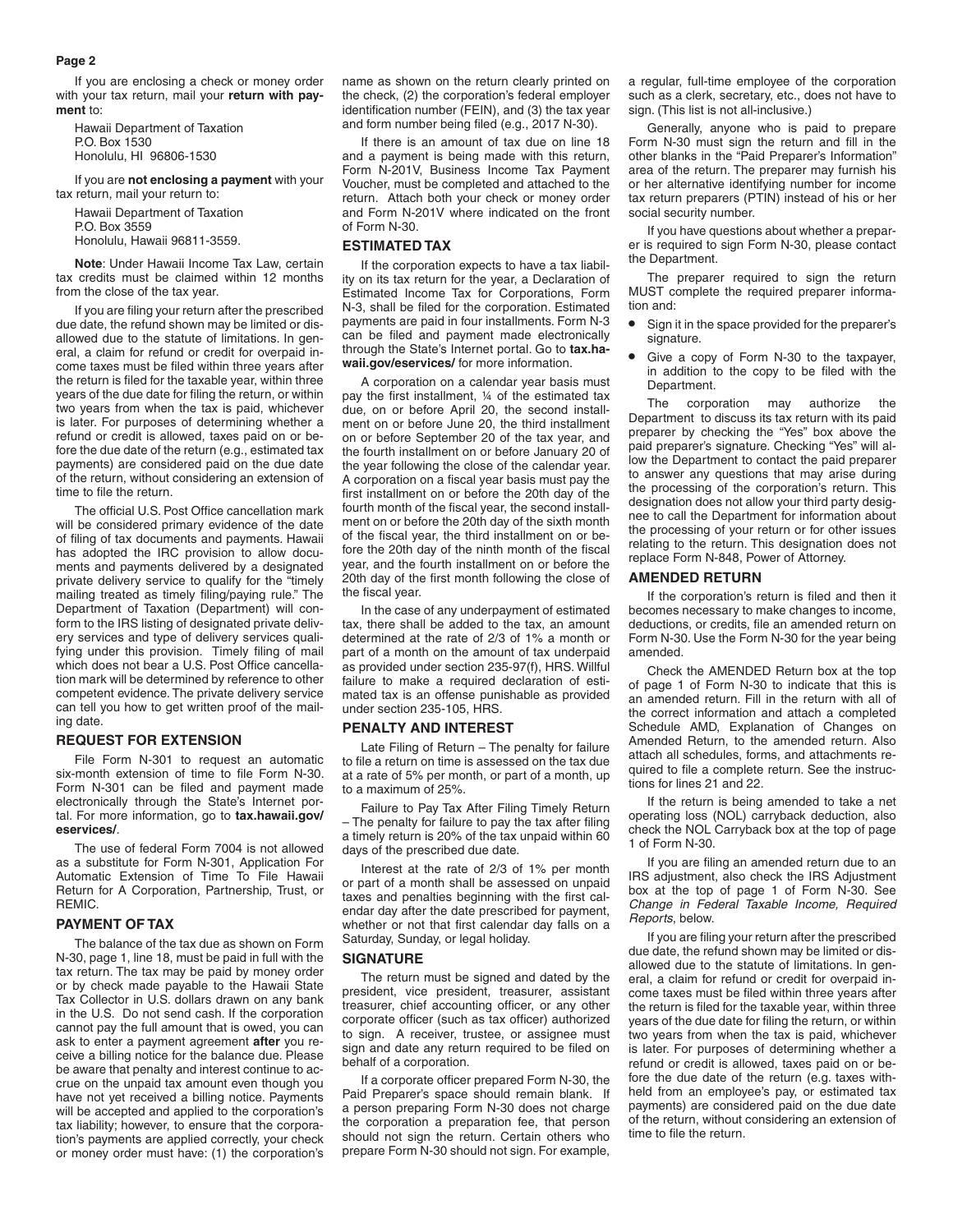If you are enclosing a check or money order with your tax return, mail your **return with payment** to:

Hawaii Department of Taxation
P.O. Box 1530
Honolulu, HI 96806-1530

If you are **not enclosing a payment** with your tax return, mail your return to:

Hawaii Department of Taxation
P.O. Box 3559
Honolulu, Hawaii 96811-3559.

**Note**: Under Hawaii Income Tax Law, certain tax credits must be claimed within 12 months from the close of the tax year.

If you are filing your return after the prescribed due date, the refund shown may be limited or disallowed due to the statute of limitations. In general, a claim for refund or credit for overpaid income taxes must be filed within three years after the return is filed for the taxable year, within three years of the due date for filing the return, or within two years from when the tax is paid, whichever is later. For purposes of determining whether a refund or credit is allowed, taxes paid on or before the due date of the return (e.g., estimated tax payments) are considered paid on the due date of the return, without considering an extension of time to file the return.

The official U.S. Post Office cancellation mark will be considered primary evidence of the date of filing of tax documents and payments. Hawaii has adopted the IRC provision to allow documents and payments delivered by a designated private delivery service to qualify for the "timely mailing treated as timely filing/paying rule." The Department of Taxation (Department) will conform to the IRS listing of designated private delivery services and type of delivery services qualifying under this provision. Timely filing of mail which does not bear a U.S. Post Office cancellation mark will be determined by reference to other competent evidence. The private delivery service can tell you how to get written proof of the mailing date.

## REQUEST FOR EXTENSION

File Form N-301 to request an automatic six-month extension of time to file Form N-30. Form N-301 can be filed and payment made electronically through the State's Internet portal. For more information, go to **tax.hawaii.gov/eservices/**.

The use of federal Form 7004 is not allowed as a substitute for Form N-301, Application For Automatic Extension of Time To File Hawaii Return for A Corporation, Partnership, Trust, or REMIC.

## PAYMENT OF TAX

The balance of the tax due as shown on Form N-30, page 1, line 18, must be paid in full with the tax return. The tax may be paid by money order or by check made payable to the Hawaii State Tax Collector in U.S. dollars drawn on any bank in the U.S. Do not send cash. If the corporation cannot pay the full amount that is owed, you can ask to enter a payment agreement **after** you receive a billing notice for the balance due. Please be aware that penalty and interest continue to accrue on the unpaid tax amount even though you have not yet received a billing notice. Payments will be accepted and applied to the corporation's tax liability; however, to ensure that the corporation's payments are applied correctly, your check or money order must have: (1) the corporation's name as shown on the return clearly printed on the check, (2) the corporation's federal employer identification number (FEIN), and (3) the tax year and form number being filed (e.g., 2017 N-30).

If there is an amount of tax due on line 18 and a payment is being made with this return, Form N-201V, Business Income Tax Payment Voucher, must be completed and attached to the return. Attach both your check or money order and Form N-201V where indicated on the front of Form N-30.

## ESTIMATED TAX

If the corporation expects to have a tax liability on its tax return for the year, a Declaration of Estimated Income Tax for Corporations, Form N-3, shall be filed for the corporation. Estimated payments are paid in four installments. Form N-3 can be filed and payment made electronically through the State's Internet portal. Go to **tax.hawaii.gov/eservices/** for more information.

A corporation on a calendar year basis must pay the first installment, ¼ of the estimated tax due, on or before April 20, the second installment on or before June 20, the third installment on or before September 20 of the tax year, and the fourth installment on or before January 20 of the year following the close of the calendar year. A corporation on a fiscal year basis must pay the first installment on or before the 20th day of the fourth month of the fiscal year, the second installment on or before the 20th day of the sixth month of the fiscal year, the third installment on or before the 20th day of the ninth month of the fiscal year, and the fourth installment on or before the 20th day of the first month following the close of the fiscal year.

In the case of any underpayment of estimated tax, there shall be added to the tax, an amount determined at the rate of 2/3 of 1% a month or part of a month on the amount of tax underpaid as provided under section 235-97(f), HRS. Willful failure to make a required declaration of estimated tax is an offense punishable as provided under section 235-105, HRS.

## PENALTY AND INTEREST

Late Filing of Return – The penalty for failure to file a return on time is assessed on the tax due at a rate of 5% per month, or part of a month, up to a maximum of 25%.

Failure to Pay Tax After Filing Timely Return – The penalty for failure to pay the tax after filing a timely return is 20% of the tax unpaid within 60 days of the prescribed due date.

Interest at the rate of 2/3 of 1% per month or part of a month shall be assessed on unpaid taxes and penalties beginning with the first calendar day after the date prescribed for payment, whether or not that first calendar day falls on a Saturday, Sunday, or legal holiday.

## SIGNATURE

The return must be signed and dated by the president, vice president, treasurer, assistant treasurer, chief accounting officer, or any other corporate officer (such as tax officer) authorized to sign. A receiver, trustee, or assignee must sign and date any return required to be filed on behalf of a corporation.

If a corporate officer prepared Form N-30, the Paid Preparer's space should remain blank. If a person preparing Form N-30 does not charge the corporation a preparation fee, that person should not sign the return. Certain others who prepare Form N-30 should not sign. For example, a regular, full-time employee of the corporation such as a clerk, secretary, etc., does not have to sign. (This list is not all-inclusive.)

Generally, anyone who is paid to prepare Form N-30 must sign the return and fill in the other blanks in the "Paid Preparer's Information" area of the return. The preparer may furnish his or her alternative identifying number for income tax return preparers (PTIN) instead of his or her social security number.

If you have questions about whether a preparer is required to sign Form N-30, please contact the Department.

The preparer required to sign the return MUST complete the required preparer information and:

- Sign it in the space provided for the preparer's signature.
- Give a copy of Form N-30 to the taxpayer, in addition to the copy to be filed with the Department.

The corporation may authorize the Department to discuss its tax return with its paid preparer by checking the "Yes" box above the paid preparer's signature. Checking "Yes" will allow the Department to contact the paid preparer to answer any questions that may arise during the processing of the corporation's return. This designation does not allow your third party designee to call the Department for information about the processing of your return or for other issues relating to the return. This designation does not replace Form N-848, Power of Attorney.

## AMENDED RETURN

If the corporation's return is filed and then it becomes necessary to make changes to income, deductions, or credits, file an amended return on Form N-30. Use the Form N-30 for the year being amended.

Check the AMENDED Return box at the top of page 1 of Form N-30 to indicate that this is an amended return. Fill in the return with all of the correct information and attach a completed Schedule AMD, Explanation of Changes on Amended Return, to the amended return. Also attach all schedules, forms, and attachments required to file a complete return. See the instructions for lines 21 and 22.

If the return is being amended to take a net operating loss (NOL) carryback deduction, also check the NOL Carryback box at the top of page 1 of Form N-30.

If you are filing an amended return due to an IRS adjustment, also check the IRS Adjustment box at the top of page 1 of Form N-30. See *Change in Federal Taxable Income, Required Reports*, below.

If you are filing your return after the prescribed due date, the refund shown may be limited or disallowed due to the statute of limitations. In general, a claim for refund or credit for overpaid income taxes must be filed within three years after the return is filed for the taxable year, within three years of the due date for filing the return, or within two years from when the tax is paid, whichever is later. For purposes of determining whether a refund or credit is allowed, taxes paid on or before the due date of the return (e.g. taxes withheld from an employee's pay, or estimated tax payments) are considered paid on the due date of the return, without considering an extension of time to file the return.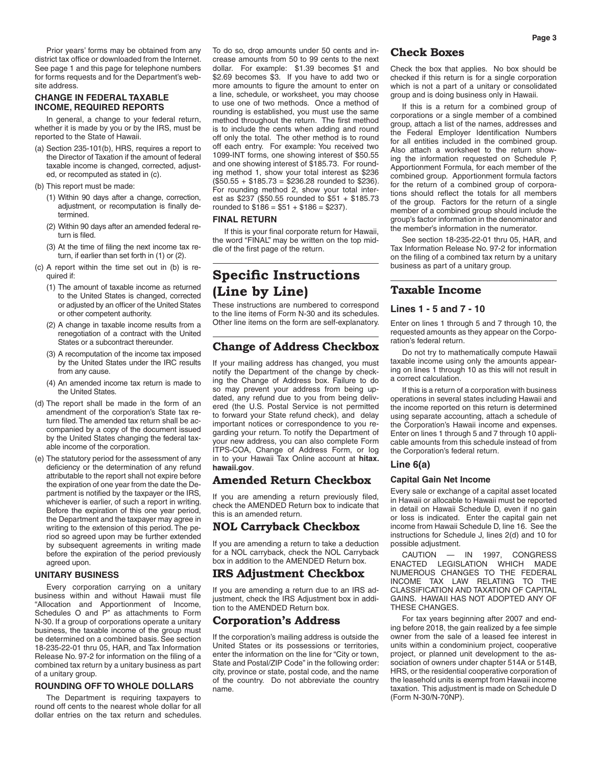Prior years' forms may be obtained from any district tax office or downloaded from the Internet. See page 1 and this page for telephone numbers for forms requests and for the Department's website address.

### CHANGE IN FEDERAL TAXABLE INCOME, REQUIRED REPORTS

In general, a change to your federal return, whether it is made by you or by the IRS, must be reported to the State of Hawaii.

(a) Section 235-101(b), HRS, requires a report to the Director of Taxation if the amount of federal taxable income is changed, corrected, adjusted, or recomputed as stated in (c).

(b) This report must be made:

  (1) Within 90 days after a change, correction, adjustment, or recomputation is finally determined.

  (2) Within 90 days after an amended federal return is filed.

  (3) At the time of filing the next income tax return, if earlier than set forth in (1) or (2).

(c) A report within the time set out in (b) is required if:

  (1) The amount of taxable income as returned to the United States is changed, corrected or adjusted by an officer of the United States or other competent authority.

  (2) A change in taxable income results from a renegotiation of a contract with the United States or a subcontract thereunder.

  (3) A recomputation of the income tax imposed by the United States under the IRC results from any cause.

  (4) An amended income tax return is made to the United States.

(d) The report shall be made in the form of an amendment of the corporation's State tax return filed. The amended tax return shall be accompanied by a copy of the document issued by the United States changing the federal taxable income of the corporation.

(e) The statutory period for the assessment of any deficiency or the determination of any refund attributable to the report shall not expire before the expiration of one year from the date the Department is notified by the taxpayer or the IRS, whichever is earlier, of such a report in writing. Before the expiration of this one year period, the Department and the taxpayer may agree in writing to the extension of this period. The period so agreed upon may be further extended by subsequent agreements in writing made before the expiration of the period previously agreed upon.

### UNITARY BUSINESS

Every corporation carrying on a unitary business within and without Hawaii must file "Allocation and Apportionment of Income, Schedules O and P" as attachments to Form N-30. If a group of corporations operate a unitary business, the taxable income of the group must be determined on a combined basis. See section 18-235-22-01 thru 05, HAR, and Tax Information Release No. 97-2 for information on the filing of a combined tax return by a unitary business as part of a unitary group.

### ROUNDING OFF TO WHOLE DOLLARS

The Department is requiring taxpayers to round off cents to the nearest whole dollar for all dollar entries on the tax return and schedules. To do so, drop amounts under 50 cents and increase amounts from 50 to 99 cents to the next dollar. For example: $1.39 becomes $1 and $2.69 becomes $3. If you have to add two or more amounts to figure the amount to enter on a line, schedule, or worksheet, you may choose to use one of two methods. Once a method of rounding is established, you must use the same method throughout the return. The first method is to include the cents when adding and round off only the total. The other method is to round off each entry. For example: You received two 1099-INT forms, one showing interest of $50.55 and one showing interest of $185.73. For rounding method 1, show your total interest as $236 ($50.55 + $185.73 = $236.28 rounded to $236). For rounding method 2, show your total interest as $237 ($50.55 rounded to $51 + $185.73 rounded to $186 = $51 + $186 = $237).

### FINAL RETURN

If this is your final corporate return for Hawaii, the word "FINAL" may be written on the top middle of the first page of the return.

# Specific Instructions (Line by Line)

These instructions are numbered to correspond to the line items of Form N-30 and its schedules. Other line items on the form are self-explanatory.

## Change of Address Checkbox

If your mailing address has changed, you must notify the Department of the change by checking the Change of Address box. Failure to do so may prevent your address from being updated, any refund due to you from being delivered (the U.S. Postal Service is not permitted to forward your State refund check), and delay important notices or correspondence to you regarding your return. To notify the Department of your new address, you can also complete Form ITPS-COA, Change of Address Form, or log in to your Hawaii Tax Online account at **hitax.hawaii.gov**.

## Amended Return Checkbox

If you are amending a return previously filed, check the AMENDED Return box to indicate that this is an amended return.

## NOL Carryback Checkbox

If you are amending a return to take a deduction for a NOL carryback, check the NOL Carryback box in addition to the AMENDED Return box.

## IRS Adjustment Checkbox

If you are amending a return due to an IRS adjustment, check the IRS Adjustment box in addition to the AMENDED Return box.

## Corporation's Address

If the corporation's mailing address is outside the United States or its possessions or territories, enter the information on the line for "City or town, State and Postal/ZIP Code" in the following order: city, province or state, postal code, and the name of the country. Do not abbreviate the country name.

## Check Boxes

Check the box that applies. No box should be checked if this return is for a single corporation which is not a part of a unitary or consolidated group and is doing business only in Hawaii.

If this is a return for a combined group of corporations or a single member of a combined group, attach a list of the names, addresses and the Federal Employer Identification Numbers for all entities included in the combined group. Also attach a worksheet to the return showing the information requested on Schedule P, Apportionment Formula, for each member of the combined group. Apportionment formula factors for the return of a combined group of corporations should reflect the totals for all members of the group. Factors for the return of a single member of a combined group should include the group's factor information in the denominator and the member's information in the numerator.

See section 18-235-22-01 thru 05, HAR, and Tax Information Release No. 97-2 for information on the filing of a combined tax return by a unitary business as part of a unitary group.

## Taxable Income

### Lines 1 - 5 and 7 - 10

Enter on lines 1 through 5 and 7 through 10, the requested amounts as they appear on the Corporation's federal return.

Do not try to mathematically compute Hawaii taxable income using only the amounts appearing on lines 1 through 10 as this will not result in a correct calculation.

If this is a return of a corporation with business operations in several states including Hawaii and the income reported on this return is determined using separate accounting, attach a schedule of the Corporation's Hawaii income and expenses. Enter on lines 1 through 5 and 7 through 10 applicable amounts from this schedule instead of from the Corporation's federal return.

### Line 6(a)

#### Capital Gain Net Income

Every sale or exchange of a capital asset located in Hawaii or allocable to Hawaii must be reported in detail on Hawaii Schedule D, even if no gain or loss is indicated. Enter the capital gain net income from Hawaii Schedule D, line 16. See the instructions for Schedule J, lines 2(d) and 10 for possible adjustment.

CAUTION — IN 1997, CONGRESS ENACTED LEGISLATION WHICH MADE NUMEROUS CHANGES TO THE FEDERAL INCOME TAX LAW RELATING TO THE CLASSIFICATION AND TAXATION OF CAPITAL GAINS. HAWAII HAS NOT ADOPTED ANY OF THESE CHANGES.

For tax years beginning after 2007 and ending before 2018, the gain realized by a fee simple owner from the sale of a leased fee interest in units within a condominium project, cooperative project, or planned unit development to the association of owners under chapter 514A or 514B, HRS, or the residential cooperative corporation of the leasehold units is exempt from Hawaii income taxation. This adjustment is made on Schedule D (Form N-30/N-70NP).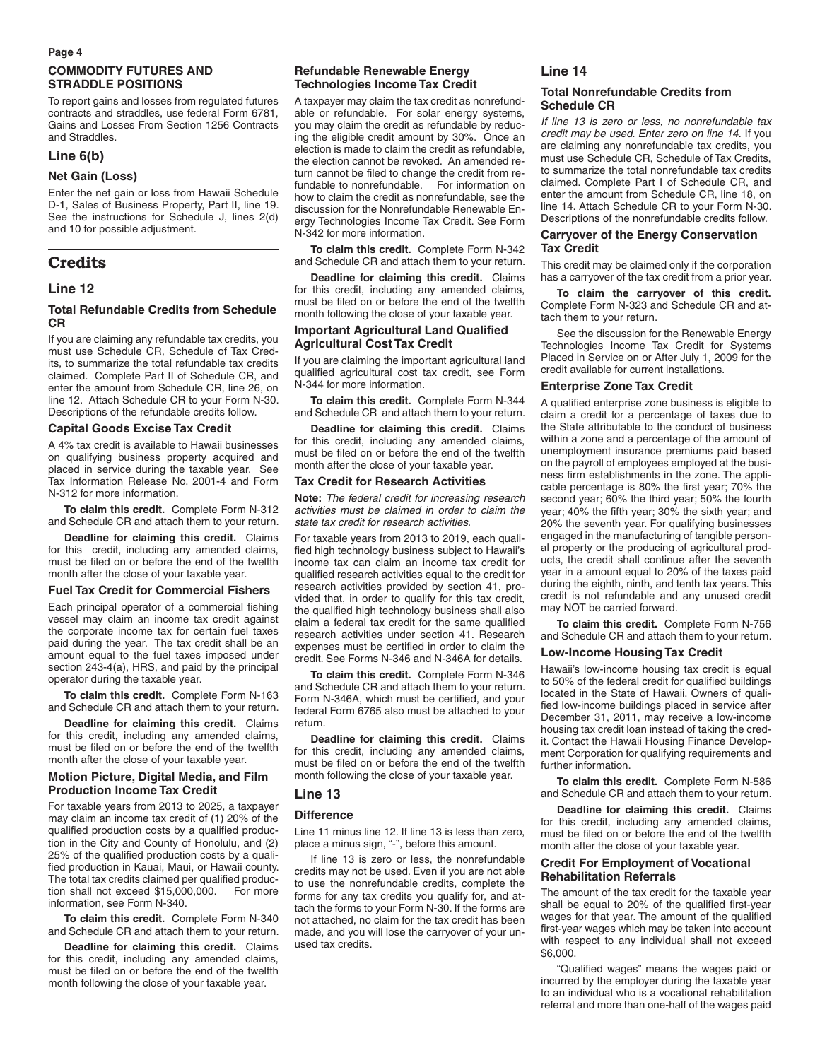**COMMODITY FUTURES AND STRADDLE POSITIONS**

To report gains and losses from regulated futures contracts and straddles, use federal Form 6781, Gains and Losses From Section 1256 Contracts and Straddles.

## Line 6(b)

### Net Gain (Loss)

Enter the net gain or loss from Hawaii Schedule D-1, Sales of Business Property, Part II, line 19. See the instructions for Schedule J, lines 2(d) and 10 for possible adjustment.

# Credits

## Line 12

### Total Refundable Credits from Schedule CR

If you are claiming any refundable tax credits, you must use Schedule CR, Schedule of Tax Credits, to summarize the total refundable tax credits claimed. Complete Part II of Schedule CR, and enter the amount from Schedule CR, line 26, on line 12. Attach Schedule CR to your Form N-30. Descriptions of the refundable credits follow.

### Capital Goods Excise Tax Credit

A 4% tax credit is available to Hawaii businesses on qualifying business property acquired and placed in service during the taxable year. See Tax Information Release No. 2001-4 and Form N-312 for more information.

**To claim this credit.** Complete Form N-312 and Schedule CR and attach them to your return.

**Deadline for claiming this credit.** Claims for this credit, including any amended claims, must be filed on or before the end of the twelfth month after the close of your taxable year.

### Fuel Tax Credit for Commercial Fishers

Each principal operator of a commercial fishing vessel may claim an income tax credit against the corporate income tax for certain fuel taxes paid during the year. The tax credit shall be an amount equal to the fuel taxes imposed under section 243-4(a), HRS, and paid by the principal operator during the taxable year.

**To claim this credit.** Complete Form N-163 and Schedule CR and attach them to your return.

**Deadline for claiming this credit.** Claims for this credit, including any amended claims, must be filed on or before the end of the twelfth month after the close of your taxable year.

### Motion Picture, Digital Media, and Film Production Income Tax Credit

For taxable years from 2013 to 2025, a taxpayer may claim an income tax credit of (1) 20% of the qualified production costs by a qualified production in the City and County of Honolulu, and (2) 25% of the qualified production costs by a qualified production in Kauai, Maui, or Hawaii county. The total tax credits claimed per qualified production shall not exceed $15,000,000. For more information, see Form N-340.

**To claim this credit.** Complete Form N-340 and Schedule CR and attach them to your return.

**Deadline for claiming this credit.** Claims for this credit, including any amended claims, must be filed on or before the end of the twelfth month following the close of your taxable year.

### Refundable Renewable Energy Technologies Income Tax Credit

A taxpayer may claim the tax credit as nonrefundable or refundable. For solar energy systems, you may claim the credit as refundable by reducing the eligible credit amount by 30%. Once an election is made to claim the credit as refundable, the election cannot be revoked. An amended return cannot be filed to change the credit from refundable to nonrefundable. For information on how to claim the credit as nonrefundable, see the discussion for the Nonrefundable Renewable Energy Technologies Income Tax Credit. See Form N-342 for more information.

**To claim this credit.** Complete Form N-342 and Schedule CR and attach them to your return.

**Deadline for claiming this credit.** Claims for this credit, including any amended claims, must be filed on or before the end of the twelfth month following the close of your taxable year.

### Important Agricultural Land Qualified Agricultural Cost Tax Credit

If you are claiming the important agricultural land qualified agricultural cost tax credit, see Form N-344 for more information.

**To claim this credit.** Complete Form N-344 and Schedule CR and attach them to your return.

**Deadline for claiming this credit.** Claims for this credit, including any amended claims, must be filed on or before the end of the twelfth month after the close of your taxable year.

### Tax Credit for Research Activities

**Note:** *The federal credit for increasing research activities must be claimed in order to claim the state tax credit for research activities.*

For taxable years from 2013 to 2019, each qualified high technology business subject to Hawaii's income tax can claim an income tax credit for qualified research activities equal to the credit for research activities provided by section 41, provided that, in order to qualify for this tax credit, the qualified high technology business shall also claim a federal tax credit for the same qualified research activities under section 41. Research expenses must be certified in order to claim the credit. See Forms N-346 and N-346A for details.

**To claim this credit.** Complete Form N-346 and Schedule CR and attach them to your return. Form N-346A, which must be certified, and your federal Form 6765 also must be attached to your return.

**Deadline for claiming this credit.** Claims for this credit, including any amended claims, must be filed on or before the end of the twelfth month following the close of your taxable year.

## Line 13

### Difference

Line 11 minus line 12. If line 13 is less than zero, place a minus sign, "-", before this amount.

If line 13 is zero or less, the nonrefundable credits may not be used. Even if you are not able to use the nonrefundable credits, complete the forms for any tax credits you qualify for, and attach the forms to your Form N-30. If the forms are not attached, no claim for the tax credit has been made, and you will lose the carryover of your unused tax credits.

## Line 14

### Total Nonrefundable Credits from Schedule CR

*If line 13 is zero or less, no nonrefundable tax credit may be used. Enter zero on line 14.* If you are claiming any nonrefundable tax credits, you must use Schedule CR, Schedule of Tax Credits, to summarize the total nonrefundable tax credits claimed. Complete Part I of Schedule CR, and enter the amount from Schedule CR, line 18, on line 14. Attach Schedule CR to your Form N-30. Descriptions of the nonrefundable credits follow.

### Carryover of the Energy Conservation Tax Credit

This credit may be claimed only if the corporation has a carryover of the tax credit from a prior year.

**To claim the carryover of this credit.** Complete Form N-323 and Schedule CR and attach them to your return.

See the discussion for the Renewable Energy Technologies Income Tax Credit for Systems Placed in Service on or After July 1, 2009 for the credit available for current installations.

### Enterprise Zone Tax Credit

A qualified enterprise zone business is eligible to claim a credit for a percentage of taxes due to the State attributable to the conduct of business within a zone and a percentage of the amount of unemployment insurance premiums paid based on the payroll of employees employed at the business firm establishments in the zone. The applicable percentage is 80% the first year; 70% the second year; 60% the third year; 50% the fourth year; 40% the fifth year; 30% the sixth year; and 20% the seventh year. For qualifying businesses engaged in the manufacturing of tangible personal property or the producing of agricultural products, the credit shall continue after the seventh year in a amount equal to 20% of the taxes paid during the eighth, ninth, and tenth tax years. This credit is not refundable and any unused credit may NOT be carried forward.

**To claim this credit.** Complete Form N-756 and Schedule CR and attach them to your return.

### Low-Income Housing Tax Credit

Hawaii's low-income housing tax credit is equal to 50% of the federal credit for qualified buildings located in the State of Hawaii. Owners of qualified low-income buildings placed in service after December 31, 2011, may receive a low-income housing tax credit loan instead of taking the credit. Contact the Hawaii Housing Finance Development Corporation for qualifying requirements and further information.

**To claim this credit.** Complete Form N-586 and Schedule CR and attach them to your return.

**Deadline for claiming this credit.** Claims for this credit, including any amended claims, must be filed on or before the end of the twelfth month after the close of your taxable year.

### Credit For Employment of Vocational Rehabilitation Referrals

The amount of the tax credit for the taxable year shall be equal to 20% of the qualified first-year wages for that year. The amount of the qualified first-year wages which may be taken into account with respect to any individual shall not exceed $6,000.

"Qualified wages" means the wages paid or incurred by the employer during the taxable year to an individual who is a vocational rehabilitation referral and more than one-half of the wages paid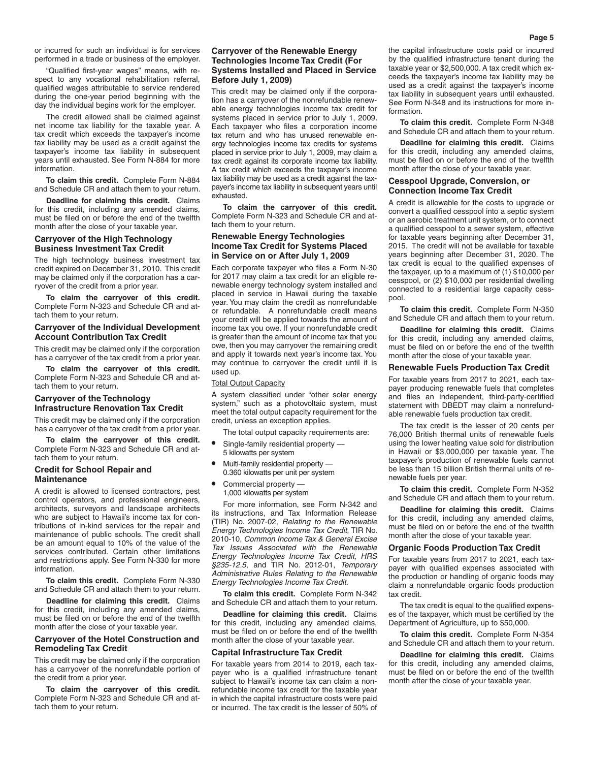or incurred for such an individual is for services performed in a trade or business of the employer.

"Qualified first-year wages" means, with respect to any vocational rehabilitation referral, qualified wages attributable to service rendered during the one-year period beginning with the day the individual begins work for the employer.

The credit allowed shall be claimed against net income tax liability for the taxable year. A tax credit which exceeds the taxpayer's income tax liability may be used as a credit against the taxpayer's income tax liability in subsequent years until exhausted. See Form N-884 for more information.

**To claim this credit.** Complete Form N-884 and Schedule CR and attach them to your return.

**Deadline for claiming this credit.** Claims for this credit, including any amended claims, must be filed on or before the end of the twelfth month after the close of your taxable year.

### Carryover of the High Technology Business Investment Tax Credit

The high technology business investment tax credit expired on December 31, 2010. This credit may be claimed only if the corporation has a carryover of the credit from a prior year.

**To claim the carryover of this credit.** Complete Form N-323 and Schedule CR and attach them to your return.

### Carryover of the Individual Development Account Contribution Tax Credit

This credit may be claimed only if the corporation has a carryover of the tax credit from a prior year.

**To claim the carryover of this credit.** Complete Form N-323 and Schedule CR and attach them to your return.

### Carryover of the Technology Infrastructure Renovation Tax Credit

This credit may be claimed only if the corporation has a carryover of the tax credit from a prior year.

**To claim the carryover of this credit.** Complete Form N-323 and Schedule CR and attach them to your return.

### Credit for School Repair and Maintenance

A credit is allowed to licensed contractors, pest control operators, and professional engineers, architects, surveyors and landscape architects who are subject to Hawaii's income tax for contributions of in-kind services for the repair and maintenance of public schools. The credit shall be an amount equal to 10% of the value of the services contributed. Certain other limitations and restrictions apply. See Form N-330 for more information.

**To claim this credit.** Complete Form N-330 and Schedule CR and attach them to your return.

**Deadline for claiming this credit.** Claims for this credit, including any amended claims, must be filed on or before the end of the twelfth month after the close of your taxable year.

### Carryover of the Hotel Construction and Remodeling Tax Credit

This credit may be claimed only if the corporation has a carryover of the nonrefundable portion of the credit from a prior year.

**To claim the carryover of this credit.** Complete Form N-323 and Schedule CR and attach them to your return.

### Carryover of the Renewable Energy Technologies Income Tax Credit (For Systems Installed and Placed in Service Before July 1, 2009)

This credit may be claimed only if the corporation has a carryover of the nonrefundable renewable energy technologies income tax credit for systems placed in service prior to July 1, 2009. Each taxpayer who files a corporation income tax return and who has unused renewable energy technologies income tax credits for systems placed in service prior to July 1, 2009, may claim a tax credit against its corporate income tax liability. A tax credit which exceeds the taxpayer's income tax liability may be used as a credit against the taxpayer's income tax liability in subsequent years until exhausted.

**To claim the carryover of this credit.** Complete Form N-323 and Schedule CR and attach them to your return.

### Renewable Energy Technologies Income Tax Credit for Systems Placed in Service on or After July 1, 2009

Each corporate taxpayer who files a Form N-30 for 2017 may claim a tax credit for an eligible renewable energy technology system installed and placed in service in Hawaii during the taxable year. You may claim the credit as nonrefundable or refundable. A nonrefundable credit means your credit will be applied towards the amount of income tax you owe. If your nonrefundable credit is greater than the amount of income tax that you owe, then you may carryover the remaining credit and apply it towards next year's income tax. You may continue to carryover the credit until it is used up.

Total Output Capacity

A system classified under "other solar energy system," such as a photovoltaic system, must meet the total output capacity requirement for the credit, unless an exception applies.

The total output capacity requirements are:

- Single-family residential property — 5 kilowatts per system
- Multi-family residential property — 0.360 kilowatts per unit per system
- Commercial property — 1,000 kilowatts per system

For more information, see Form N-342 and its instructions, and Tax Information Release (TIR) No. 2007-02, *Relating to the Renewable Energy Technologies Income Tax Credit*, TIR No. 2010-10, *Common Income Tax & General Excise Tax Issues Associated with the Renewable Energy Technologies Income Tax Credit, HRS §235-12.5*, and TIR No. 2012-01, *Temporary Administrative Rules Relating to the Renewable Energy Technologies Income Tax Credit*.

**To claim this credit.** Complete Form N-342 and Schedule CR and attach them to your return.

**Deadline for claiming this credit.** Claims for this credit, including any amended claims, must be filed on or before the end of the twelfth month after the close of your taxable year.

### Capital Infrastructure Tax Credit

For taxable years from 2014 to 2019, each taxpayer who is a qualified infrastructure tenant subject to Hawaii's income tax can claim a nonrefundable income tax credit for the taxable year in which the capital infrastructure costs were paid or incurred. The tax credit is the lesser of 50% of the capital infrastructure costs paid or incurred by the qualified infrastructure tenant during the taxable year or $2,500,000. A tax credit which exceeds the taxpayer's income tax liability may be used as a credit against the taxpayer's income tax liability in subsequent years until exhausted. See Form N-348 and its instructions for more information.

**To claim this credit.** Complete Form N-348 and Schedule CR and attach them to your return.

**Deadline for claiming this credit.** Claims for this credit, including any amended claims, must be filed on or before the end of the twelfth month after the close of your taxable year.

### Cesspool Upgrade, Conversion, or Connection Income Tax Credit

A credit is allowable for the costs to upgrade or convert a qualified cesspool into a septic system or an aerobic treatment unit system, or to connect a qualified cesspool to a sewer system, effective for taxable years beginning after December 31, 2015. The credit will not be available for taxable years beginning after December 31, 2020. The tax credit is equal to the qualified expenses of the taxpayer, up to a maximum of (1) $10,000 per cesspool, or (2) $10,000 per residential dwelling connected to a residential large capacity cesspool.

**To claim this credit.** Complete Form N-350 and Schedule CR and attach them to your return.

**Deadline for claiming this credit.** Claims for this credit, including any amended claims, must be filed on or before the end of the twelfth month after the close of your taxable year.

### Renewable Fuels Production Tax Credit

For taxable years from 2017 to 2021, each taxpayer producing renewable fuels that completes and files an independent, third-party-certified statement with DBEDT may claim a nonrefundable renewable fuels production tax credit.

The tax credit is the lesser of 20 cents per 76,000 British thermal units of renewable fuels using the lower heating value sold for distribution in Hawaii or $3,000,000 per taxable year. The taxpayer's production of renewable fuels cannot be less than 15 billion British thermal units of renewable fuels per year.

**To claim this credit.** Complete Form N-352 and Schedule CR and attach them to your return.

**Deadline for claiming this credit.** Claims for this credit, including any amended claims, must be filed on or before the end of the twelfth month after the close of your taxable year.

### Organic Foods Production Tax Credit

For taxable years from 2017 to 2021, each taxpayer with qualified expenses associated with the production or handling of organic foods may claim a nonrefundable organic foods production tax credit.

The tax credit is equal to the qualified expenses of the taxpayer, which must be certified by the Department of Agriculture, up to $50,000.

**To claim this credit.** Complete Form N-354 and Schedule CR and attach them to your return.

**Deadline for claiming this credit.** Claims for this credit, including any amended claims, must be filed on or before the end of the twelfth month after the close of your taxable year.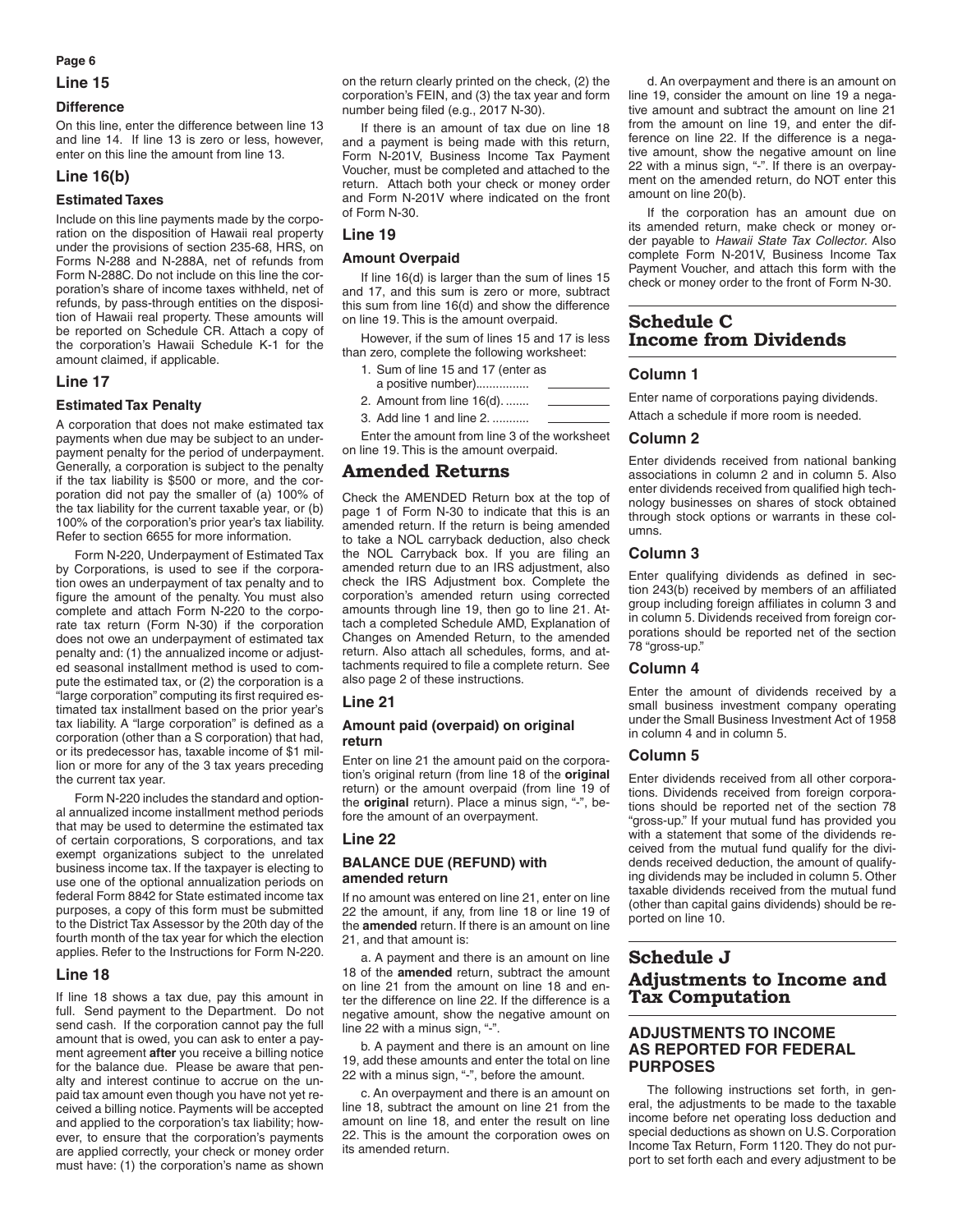## Line 15

### Difference

On this line, enter the difference between line 13 and line 14. If line 13 is zero or less, however, enter on this line the amount from line 13.

## Line 16(b)

### Estimated Taxes

Include on this line payments made by the corporation on the disposition of Hawaii real property under the provisions of section 235-68, HRS, on Forms N-288 and N-288A, net of refunds from Form N-288C. Do not include on this line the corporation's share of income taxes withheld, net of refunds, by pass-through entities on the disposition of Hawaii real property. These amounts will be reported on Schedule CR. Attach a copy of the corporation's Hawaii Schedule K-1 for the amount claimed, if applicable.

## Line 17

### Estimated Tax Penalty

A corporation that does not make estimated tax payments when due may be subject to an underpayment penalty for the period of underpayment. Generally, a corporation is subject to the penalty if the tax liability is $500 or more, and the corporation did not pay the smaller of (a) 100% of the tax liability for the current taxable year, or (b) 100% of the corporation's prior year's tax liability. Refer to section 6655 for more information.

Form N-220, Underpayment of Estimated Tax by Corporations, is used to see if the corporation owes an underpayment of tax penalty and to figure the amount of the penalty. You must also complete and attach Form N-220 to the corporate tax return (Form N-30) if the corporation does not owe an underpayment of estimated tax penalty and: (1) the annualized income or adjusted seasonal installment method is used to compute the estimated tax, or (2) the corporation is a "large corporation" computing its first required estimated tax installment based on the prior year's tax liability. A "large corporation" is defined as a corporation (other than a S corporation) that had, or its predecessor has, taxable income of $1 million or more for any of the 3 tax years preceding the current tax year.

Form N-220 includes the standard and optional annualized income installment method periods that may be used to determine the estimated tax of certain corporations, S corporations, and tax exempt organizations subject to the unrelated business income tax. If the taxpayer is electing to use one of the optional annualization periods on federal Form 8842 for State estimated income tax purposes, a copy of this form must be submitted to the District Tax Assessor by the 20th day of the fourth month of the tax year for which the election applies. Refer to the Instructions for Form N-220.

## Line 18

If line 18 shows a tax due, pay this amount in full. Send payment to the Department. Do not send cash. If the corporation cannot pay the full amount that is owed, you can ask to enter a payment agreement **after** you receive a billing notice for the balance due. Please be aware that penalty and interest continue to accrue on the unpaid tax amount even though you have not yet received a billing notice. Payments will be accepted and applied to the corporation's tax liability; however, to ensure that the corporation's payments are applied correctly, your check or money order must have: (1) the corporation's name as shown on the return clearly printed on the check, (2) the corporation's FEIN, and (3) the tax year and form number being filed (e.g., 2017 N-30).

If there is an amount of tax due on line 18 and a payment is being made with this return, Form N-201V, Business Income Tax Payment Voucher, must be completed and attached to the return. Attach both your check or money order and Form N-201V where indicated on the front of Form N-30.

## Line 19

### Amount Overpaid

If line 16(d) is larger than the sum of lines 15 and 17, and this sum is zero or more, subtract this sum from line 16(d) and show the difference on line 19. This is the amount overpaid.

However, if the sum of lines 15 and 17 is less than zero, complete the following worksheet:

1. Sum of line 15 and 17 (enter as a positive number)................ ________
2. Amount from line 16(d). ....... ________
3. Add line 1 and line 2. ........... ________

Enter the amount from line 3 of the worksheet on line 19. This is the amount overpaid.

# Amended Returns

Check the AMENDED Return box at the top of page 1 of Form N-30 to indicate that this is an amended return. If the return is being amended to take a NOL carryback deduction, also check the NOL Carryback box. If you are filing an amended return due to an IRS adjustment, also check the IRS Adjustment box. Complete the corporation's amended return using corrected amounts through line 19, then go to line 21. Attach a completed Schedule AMD, Explanation of Changes on Amended Return, to the amended return. Also attach all schedules, forms, and attachments required to file a complete return. See also page 2 of these instructions.

## Line 21

### Amount paid (overpaid) on original return

Enter on line 21 the amount paid on the corporation's original return (from line 18 of the **original** return) or the amount overpaid (from line 19 of the **original** return). Place a minus sign, "-", before the amount of an overpayment.

## Line 22

### BALANCE DUE (REFUND) with amended return

If no amount was entered on line 21, enter on line 22 the amount, if any, from line 18 or line 19 of the **amended** return. If there is an amount on line 21, and that amount is:

a. A payment and there is an amount on line 18 of the **amended** return, subtract the amount on line 21 from the amount on line 18 and enter the difference on line 22. If the difference is a negative amount, show the negative amount on line 22 with a minus sign, "-".

b. A payment and there is an amount on line 19, add these amounts and enter the total on line 22 with a minus sign, "-", before the amount.

c. An overpayment and there is an amount on line 18, subtract the amount on line 21 from the amount on line 18, and enter the result on line 22. This is the amount the corporation owes on its amended return.

d. An overpayment and there is an amount on line 19, consider the amount on line 19 a negative amount and subtract the amount on line 21 from the amount on line 19, and enter the difference on line 22. If the difference is a negative amount, show the negative amount on line 22 with a minus sign, "-". If there is an overpayment on the amended return, do NOT enter this amount on line 20(b).

If the corporation has an amount due on its amended return, make check or money order payable to *Hawaii State Tax Collector*. Also complete Form N-201V, Business Income Tax Payment Voucher, and attach this form with the check or money order to the front of Form N-30.

# Schedule C Income from Dividends

## Column 1

Enter name of corporations paying dividends. Attach a schedule if more room is needed.

## Column 2

Enter dividends received from national banking associations in column 2 and in column 5. Also enter dividends received from qualified high technology businesses on shares of stock obtained through stock options or warrants in these columns.

## Column 3

Enter qualifying dividends as defined in section 243(b) received by members of an affiliated group including foreign affiliates in column 3 and in column 5. Dividends received from foreign corporations should be reported net of the section 78 "gross-up."

## Column 4

Enter the amount of dividends received by a small business investment company operating under the Small Business Investment Act of 1958 in column 4 and in column 5.

## Column 5

Enter dividends received from all other corporations. Dividends received from foreign corporations should be reported net of the section 78 "gross-up." If your mutual fund has provided you with a statement that some of the dividends received from the mutual fund qualify for the dividends received deduction, the amount of qualifying dividends may be included in column 5. Other taxable dividends received from the mutual fund (other than capital gains dividends) should be reported on line 10.

# Schedule J Adjustments to Income and Tax Computation

### ADJUSTMENTS TO INCOME AS REPORTED FOR FEDERAL PURPOSES

The following instructions set forth, in general, the adjustments to be made to the taxable income before net operating loss deduction and special deductions as shown on U.S. Corporation Income Tax Return, Form 1120. They do not purport to set forth each and every adjustment to be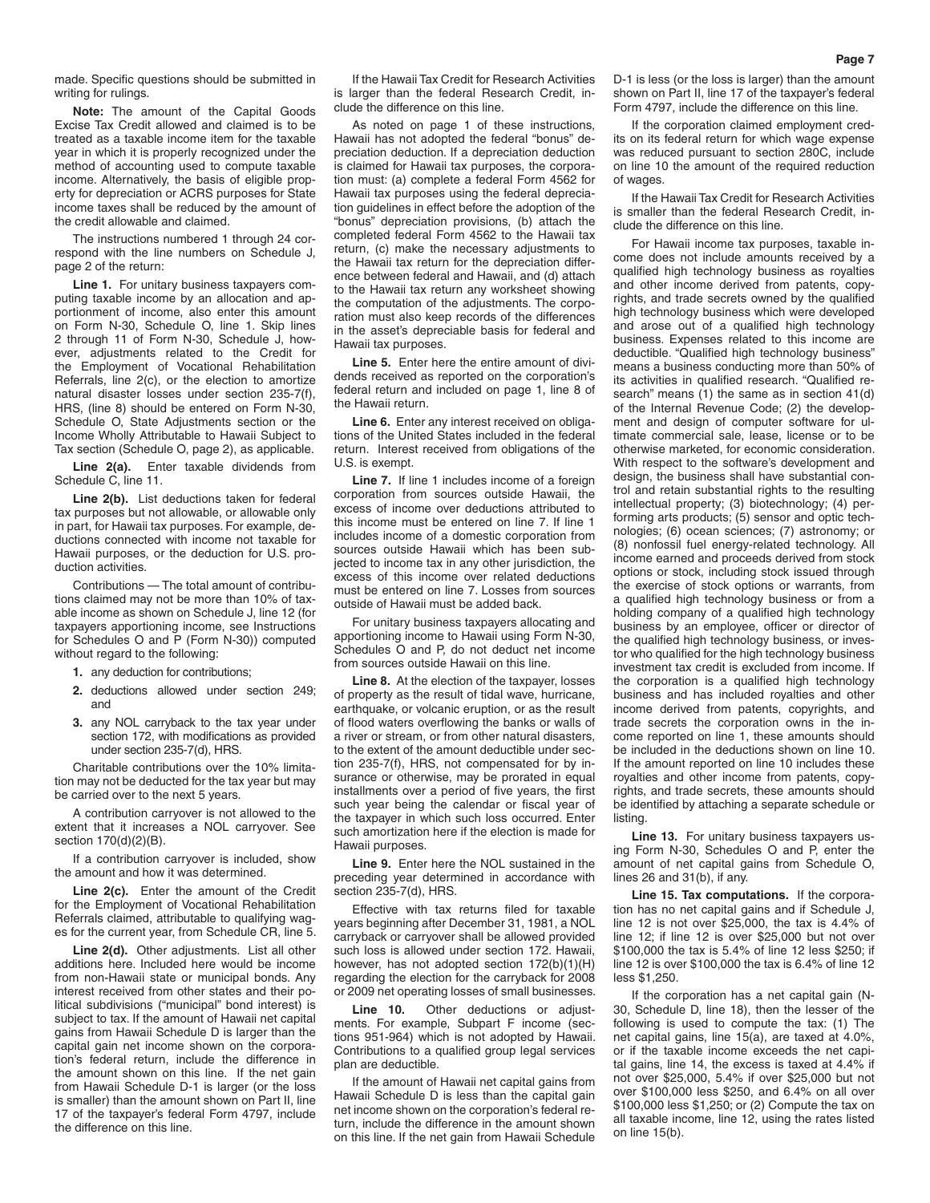made. Specific questions should be submitted in writing for rulings.

**Note:** The amount of the Capital Goods Excise Tax Credit allowed and claimed is to be treated as a taxable income item for the taxable year in which it is properly recognized under the method of accounting used to compute taxable income. Alternatively, the basis of eligible property for depreciation or ACRS purposes for State income taxes shall be reduced by the amount of the credit allowable and claimed.

The instructions numbered 1 through 24 correspond with the line numbers on Schedule J, page 2 of the return:

**Line 1.** For unitary business taxpayers computing taxable income by an allocation and apportionment of income, also enter this amount on Form N-30, Schedule O, line 1. Skip lines 2 through 11 of Form N-30, Schedule J, however, adjustments related to the Credit for the Employment of Vocational Rehabilitation Referrals, line 2(c), or the election to amortize natural disaster losses under section 235-7(f), HRS, (line 8) should be entered on Form N-30, Schedule O, State Adjustments section or the Income Wholly Attributable to Hawaii Subject to Tax section (Schedule O, page 2), as applicable.

**Line 2(a).** Enter taxable dividends from Schedule C, line 11.

**Line 2(b).** List deductions taken for federal tax purposes but not allowable, or allowable only in part, for Hawaii tax purposes. For example, deductions connected with income not taxable for Hawaii purposes, or the deduction for U.S. production activities.

Contributions — The total amount of contributions claimed may not be more than 10% of taxable income as shown on Schedule J, line 12 (for taxpayers apportioning income, see Instructions for Schedules O and P (Form N-30)) computed without regard to the following:

1. any deduction for contributions;
2. deductions allowed under section 249; and
3. any NOL carryback to the tax year under section 172, with modifications as provided under section 235-7(d), HRS.

Charitable contributions over the 10% limitation may not be deducted for the tax year but may be carried over to the next 5 years.

A contribution carryover is not allowed to the extent that it increases a NOL carryover. See section 170(d)(2)(B).

If a contribution carryover is included, show the amount and how it was determined.

**Line 2(c).** Enter the amount of the Credit for the Employment of Vocational Rehabilitation Referrals claimed, attributable to qualifying wages for the current year, from Schedule CR, line 5.

**Line 2(d).** Other adjustments. List all other additions here. Included here would be income from non-Hawaii state or municipal bonds. Any interest received from other states and their political subdivisions ("municipal" bond interest) is subject to tax. If the amount of Hawaii net capital gains from Hawaii Schedule D is larger than the capital gain net income shown on the corporation's federal return, include the difference in the amount shown on this line. If the net gain from Hawaii Schedule D-1 is larger (or the loss is smaller) than the amount shown on Part II, line 17 of the taxpayer's federal Form 4797, include the difference on this line.

If the Hawaii Tax Credit for Research Activities is larger than the federal Research Credit, include the difference on this line.

As noted on page 1 of these instructions, Hawaii has not adopted the federal "bonus" depreciation deduction. If a depreciation deduction is claimed for Hawaii tax purposes, the corporation must: (a) complete a federal Form 4562 for Hawaii tax purposes using the federal depreciation guidelines in effect before the adoption of the "bonus" depreciation provisions, (b) attach the completed federal Form 4562 to the Hawaii tax return, (c) make the necessary adjustments to the Hawaii tax return for the depreciation difference between federal and Hawaii, and (d) attach to the Hawaii tax return any worksheet showing the computation of the adjustments. The corporation must also keep records of the differences in the asset's depreciable basis for federal and Hawaii tax purposes.

**Line 5.** Enter here the entire amount of dividends received as reported on the corporation's federal return and included on page 1, line 8 of the Hawaii return.

**Line 6.** Enter any interest received on obligations of the United States included in the federal return. Interest received from obligations of the U.S. is exempt.

**Line 7.** If line 1 includes income of a foreign corporation from sources outside Hawaii, the excess of income over deductions attributed to this income must be entered on line 7. If line 1 includes income of a domestic corporation from sources outside Hawaii which has been subjected to income tax in any other jurisdiction, the excess of this income over related deductions must be entered on line 7. Losses from sources outside of Hawaii must be added back.

For unitary business taxpayers allocating and apportioning income to Hawaii using Form N-30, Schedules O and P, do not deduct net income from sources outside Hawaii on this line.

**Line 8.** At the election of the taxpayer, losses of property as the result of tidal wave, hurricane, earthquake, or volcanic eruption, or as the result of flood waters overflowing the banks or walls of a river or stream, or from other natural disasters, to the extent of the amount deductible under section 235-7(f), HRS, not compensated for by insurance or otherwise, may be prorated in equal installments over a period of five years, the first such year being the calendar or fiscal year of the taxpayer in which such loss occurred. Enter such amortization here if the election is made for Hawaii purposes.

**Line 9.** Enter here the NOL sustained in the preceding year determined in accordance with section 235-7(d), HRS.

Effective with tax returns filed for taxable years beginning after December 31, 1981, a NOL carryback or carryover shall be allowed provided such loss is allowed under section 172. Hawaii, however, has not adopted section 172(b)(1)(H) regarding the election for the carryback for 2008 or 2009 net operating losses of small businesses.

**Line 10.** Other deductions or adjustments. For example, Subpart F income (sections 951-964) which is not adopted by Hawaii. Contributions to a qualified group legal services plan are deductible.

If the amount of Hawaii net capital gains from Hawaii Schedule D is less than the capital gain net income shown on the corporation's federal return, include the difference in the amount shown on this line. If the net gain from Hawaii Schedule D-1 is less (or the loss is larger) than the amount shown on Part II, line 17 of the taxpayer's federal Form 4797, include the difference on this line.

If the corporation claimed employment credits on its federal return for which wage expense was reduced pursuant to section 280C, include on line 10 the amount of the required reduction of wages.

If the Hawaii Tax Credit for Research Activities is smaller than the federal Research Credit, include the difference on this line.

For Hawaii income tax purposes, taxable income does not include amounts received by a qualified high technology business as royalties and other income derived from patents, copyrights, and trade secrets owned by the qualified high technology business which were developed and arose out of a qualified high technology business. Expenses related to this income are deductible. "Qualified high technology business" means a business conducting more than 50% of its activities in qualified research. "Qualified research" means (1) the same as in section 41(d) of the Internal Revenue Code; (2) the development and design of computer software for ultimate commercial sale, lease, license or to be otherwise marketed, for economic consideration. With respect to the software's development and design, the business shall have substantial control and retain substantial rights to the resulting intellectual property; (3) biotechnology; (4) performing arts products; (5) sensor and optic technologies; (6) ocean sciences; (7) astronomy; or (8) nonfossil fuel energy-related technology. All income earned and proceeds derived from stock options or stock, including stock issued through the exercise of stock options or warrants, from a qualified high technology business or from a holding company of a qualified high technology business by an employee, officer or director of the qualified high technology business, or investor who qualified for the high technology business investment tax credit is excluded from income. If the corporation is a qualified high technology business and has included royalties and other income derived from patents, copyrights, and trade secrets the corporation owns in the income reported on line 1, these amounts should be included in the deductions shown on line 10. If the amount reported on line 10 includes these royalties and other income from patents, copyrights, and trade secrets, these amounts should be identified by attaching a separate schedule or listing.

**Line 13.** For unitary business taxpayers using Form N-30, Schedules O and P, enter the amount of net capital gains from Schedule O, lines 26 and 31(b), if any.

**Line 15. Tax computations.** If the corporation has no net capital gains and if Schedule J, line 12 is not over $25,000, the tax is 4.4% of line 12; if line 12 is over $25,000 but not over $100,000 the tax is 5.4% of line 12 less $250; if line 12 is over $100,000 the tax is 6.4% of line 12 less $1,250.

If the corporation has a net capital gain (N-30, Schedule D, line 18), then the lesser of the following is used to compute the tax: (1) The net capital gains, line 15(a), are taxed at 4.0%, or if the taxable income exceeds the net capital gains, line 14, the excess is taxed at 4.4% if not over $25,000, 5.4% if over $25,000 but not over $100,000 less $250, and 6.4% on all over $100,000 less $1,250; or (2) Compute the tax on all taxable income, line 12, using the rates listed on line 15(b).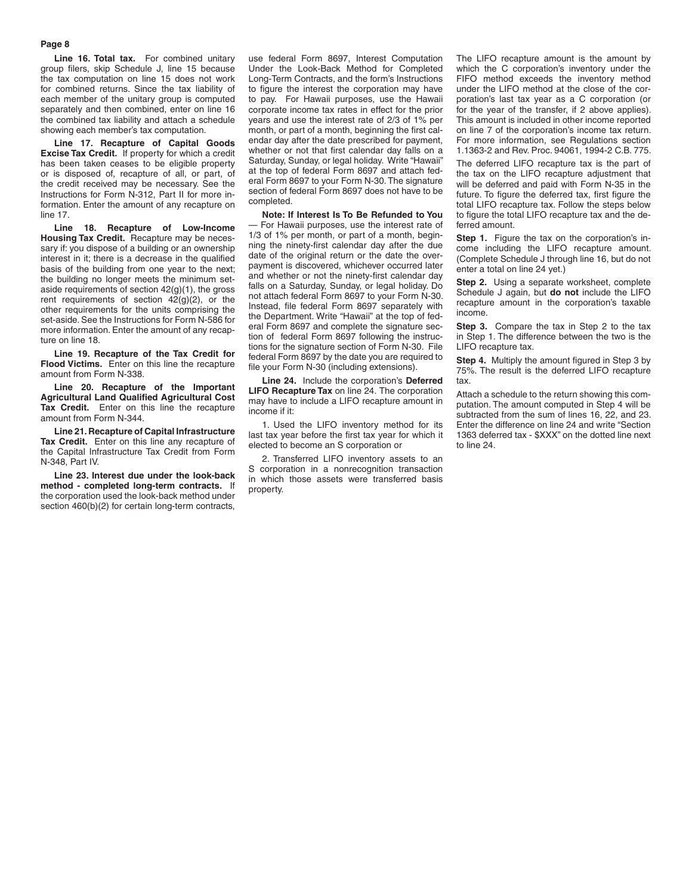**Line 16. Total tax.** For combined unitary group filers, skip Schedule J, line 15 because the tax computation on line 15 does not work for combined returns. Since the tax liability of each member of the unitary group is computed separately and then combined, enter on line 16 the combined tax liability and attach a schedule showing each member's tax computation.

**Line 17. Recapture of Capital Goods Excise Tax Credit.** If property for which a credit has been taken ceases to be eligible property or is disposed of, recapture of all, or part, of the credit received may be necessary. See the Instructions for Form N-312, Part II for more information. Enter the amount of any recapture on line 17.

**Line 18. Recapture of Low-Income Housing Tax Credit.** Recapture may be necessary if: you dispose of a building or an ownership interest in it; there is a decrease in the qualified basis of the building from one year to the next; the building no longer meets the minimum set-aside requirements of section 42(g)(1), the gross rent requirements of section 42(g)(2), or the other requirements for the units comprising the set-aside. See the Instructions for Form N-586 for more information. Enter the amount of any recapture on line 18.

**Line 19. Recapture of the Tax Credit for Flood Victims.** Enter on this line the recapture amount from Form N-338.

**Line 20. Recapture of the Important Agricultural Land Qualified Agricultural Cost Tax Credit.** Enter on this line the recapture amount from Form N-344.

**Line 21. Recapture of Capital Infrastructure Tax Credit.** Enter on this line any recapture of the Capital Infrastructure Tax Credit from Form N-348, Part IV.

**Line 23. Interest due under the look-back method - completed long-term contracts.** If the corporation used the look-back method under section 460(b)(2) for certain long-term contracts, use federal Form 8697, Interest Computation Under the Look-Back Method for Completed Long-Term Contracts, and the form's Instructions to figure the interest the corporation may have to pay. For Hawaii purposes, use the Hawaii corporate income tax rates in effect for the prior years and use the interest rate of 2/3 of 1% per month, or part of a month, beginning the first calendar day after the date prescribed for payment, whether or not that first calendar day falls on a Saturday, Sunday, or legal holiday. Write "Hawaii" at the top of federal Form 8697 and attach federal Form 8697 to your Form N-30. The signature section of federal Form 8697 does not have to be completed.

**Note: If Interest Is To Be Refunded to You** — For Hawaii purposes, use the interest rate of 1/3 of 1% per month, or part of a month, beginning the ninety-first calendar day after the due date of the original return or the date the overpayment is discovered, whichever occurred later and whether or not the ninety-first calendar day falls on a Saturday, Sunday, or legal holiday. Do not attach federal Form 8697 to your Form N-30. Instead, file federal Form 8697 separately with the Department. Write "Hawaii" at the top of federal Form 8697 and complete the signature section of federal Form 8697 following the instructions for the signature section of Form N-30. File federal Form 8697 by the date you are required to file your Form N-30 (including extensions).

**Line 24.** Include the corporation's **Deferred LIFO Recapture Tax** on line 24. The corporation may have to include a LIFO recapture amount in income if it:

1. Used the LIFO inventory method for its last tax year before the first tax year for which it elected to become an S corporation or

2. Transferred LIFO inventory assets to an S corporation in a nonrecognition transaction in which those assets were transferred basis property.

The LIFO recapture amount is the amount by which the C corporation's inventory under the FIFO method exceeds the inventory method under the LIFO method at the close of the corporation's last tax year as a C corporation (or for the year of the transfer, if 2 above applies). This amount is included in other income reported on line 7 of the corporation's income tax return. For more information, see Regulations section 1.1363-2 and Rev. Proc. 94061, 1994-2 C.B. 775.

The deferred LIFO recapture tax is the part of the tax on the LIFO recapture adjustment that will be deferred and paid with Form N-35 in the future. To figure the deferred tax, first figure the total LIFO recapture tax. Follow the steps below to figure the total LIFO recapture tax and the deferred amount.

**Step 1.** Figure the tax on the corporation's income including the LIFO recapture amount. (Complete Schedule J through line 16, but do not enter a total on line 24 yet.)

**Step 2.** Using a separate worksheet, complete Schedule J again, but **do not** include the LIFO recapture amount in the corporation's taxable income.

**Step 3.** Compare the tax in Step 2 to the tax in Step 1. The difference between the two is the LIFO recapture tax.

**Step 4.** Multiply the amount figured in Step 3 by 75%. The result is the deferred LIFO recapture tax.

Attach a schedule to the return showing this computation. The amount computed in Step 4 will be subtracted from the sum of lines 16, 22, and 23. Enter the difference on line 24 and write "Section 1363 deferred tax - $XXX" on the dotted line next to line 24.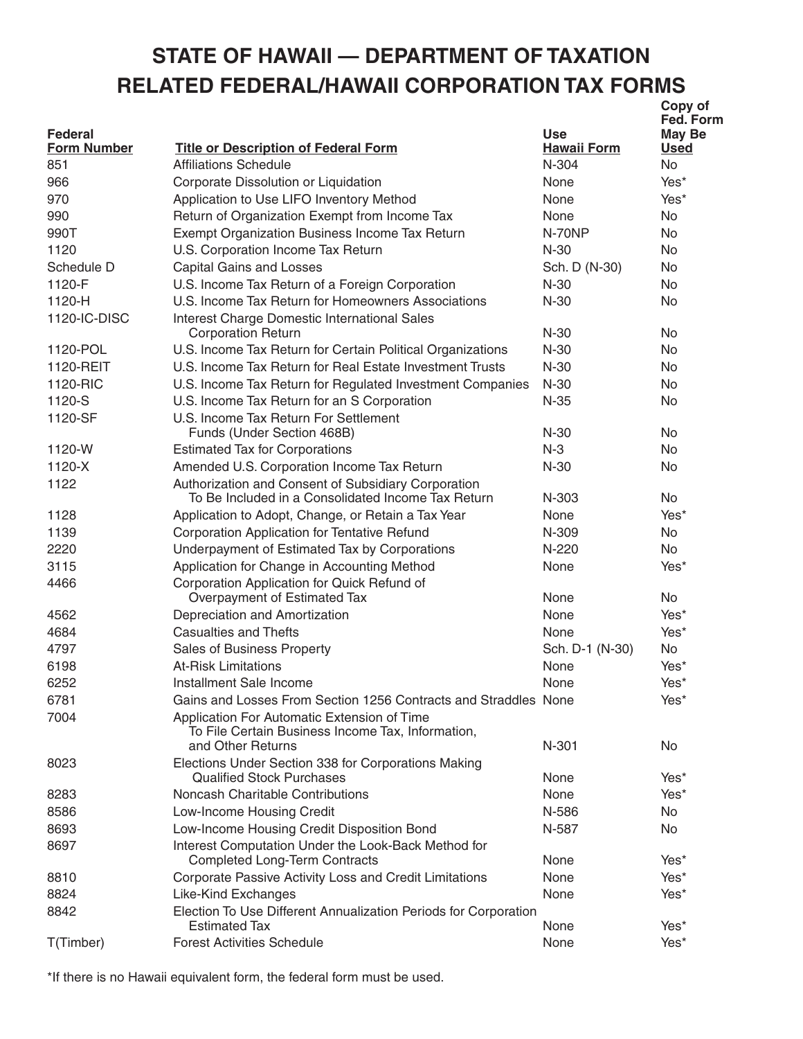# STATE OF HAWAII — DEPARTMENT OF TAXATION
# RELATED FEDERAL/HAWAII CORPORATION TAX FORMS

| Federal Form Number | Title or Description of Federal Form | Use Hawaii Form | Copy of Fed. Form May Be Used |
|---|---|---|---|
| 851 | Affiliations Schedule | N-304 | No |
| 966 | Corporate Dissolution or Liquidation | None | Yes* |
| 970 | Application to Use LIFO Inventory Method | None | Yes* |
| 990 | Return of Organization Exempt from Income Tax | None | No |
| 990T | Exempt Organization Business Income Tax Return | N-70NP | No |
| 1120 | U.S. Corporation Income Tax Return | N-30 | No |
| Schedule D | Capital Gains and Losses | Sch. D (N-30) | No |
| 1120-F | U.S. Income Tax Return of a Foreign Corporation | N-30 | No |
| 1120-H | U.S. Income Tax Return for Homeowners Associations | N-30 | No |
| 1120-IC-DISC | Interest Charge Domestic International Sales Corporation Return | N-30 | No |
| 1120-POL | U.S. Income Tax Return for Certain Political Organizations | N-30 | No |
| 1120-REIT | U.S. Income Tax Return for Real Estate Investment Trusts | N-30 | No |
| 1120-RIC | U.S. Income Tax Return for Regulated Investment Companies | N-30 | No |
| 1120-S | U.S. Income Tax Return for an S Corporation | N-35 | No |
| 1120-SF | U.S. Income Tax Return For Settlement Funds (Under Section 468B) | N-30 | No |
| 1120-W | Estimated Tax for Corporations | N-3 | No |
| 1120-X | Amended U.S. Corporation Income Tax Return | N-30 | No |
| 1122 | Authorization and Consent of Subsidiary Corporation To Be Included in a Consolidated Income Tax Return | N-303 | No |
| 1128 | Application to Adopt, Change, or Retain a Tax Year | None | Yes* |
| 1139 | Corporation Application for Tentative Refund | N-309 | No |
| 2220 | Underpayment of Estimated Tax by Corporations | N-220 | No |
| 3115 | Application for Change in Accounting Method | None | Yes* |
| 4466 | Corporation Application for Quick Refund of Overpayment of Estimated Tax | None | No |
| 4562 | Depreciation and Amortization | None | Yes* |
| 4684 | Casualties and Thefts | None | Yes* |
| 4797 | Sales of Business Property | Sch. D-1 (N-30) | No |
| 6198 | At-Risk Limitations | None | Yes* |
| 6252 | Installment Sale Income | None | Yes* |
| 6781 | Gains and Losses From Section 1256 Contracts and Straddles | None | Yes* |
| 7004 | Application For Automatic Extension of Time To File Certain Business Income Tax, Information, and Other Returns | N-301 | No |
| 8023 | Elections Under Section 338 for Corporations Making Qualified Stock Purchases | None | Yes* |
| 8283 | Noncash Charitable Contributions | None | Yes* |
| 8586 | Low-Income Housing Credit | N-586 | No |
| 8693 | Low-Income Housing Credit Disposition Bond | N-587 | No |
| 8697 | Interest Computation Under the Look-Back Method for Completed Long-Term Contracts | None | Yes* |
| 8810 | Corporate Passive Activity Loss and Credit Limitations | None | Yes* |
| 8824 | Like-Kind Exchanges | None | Yes* |
| 8842 | Election To Use Different Annualization Periods for Corporation Estimated Tax | None | Yes* |
| T(Timber) | Forest Activities Schedule | None | Yes* |

*If there is no Hawaii equivalent form, the federal form must be used.